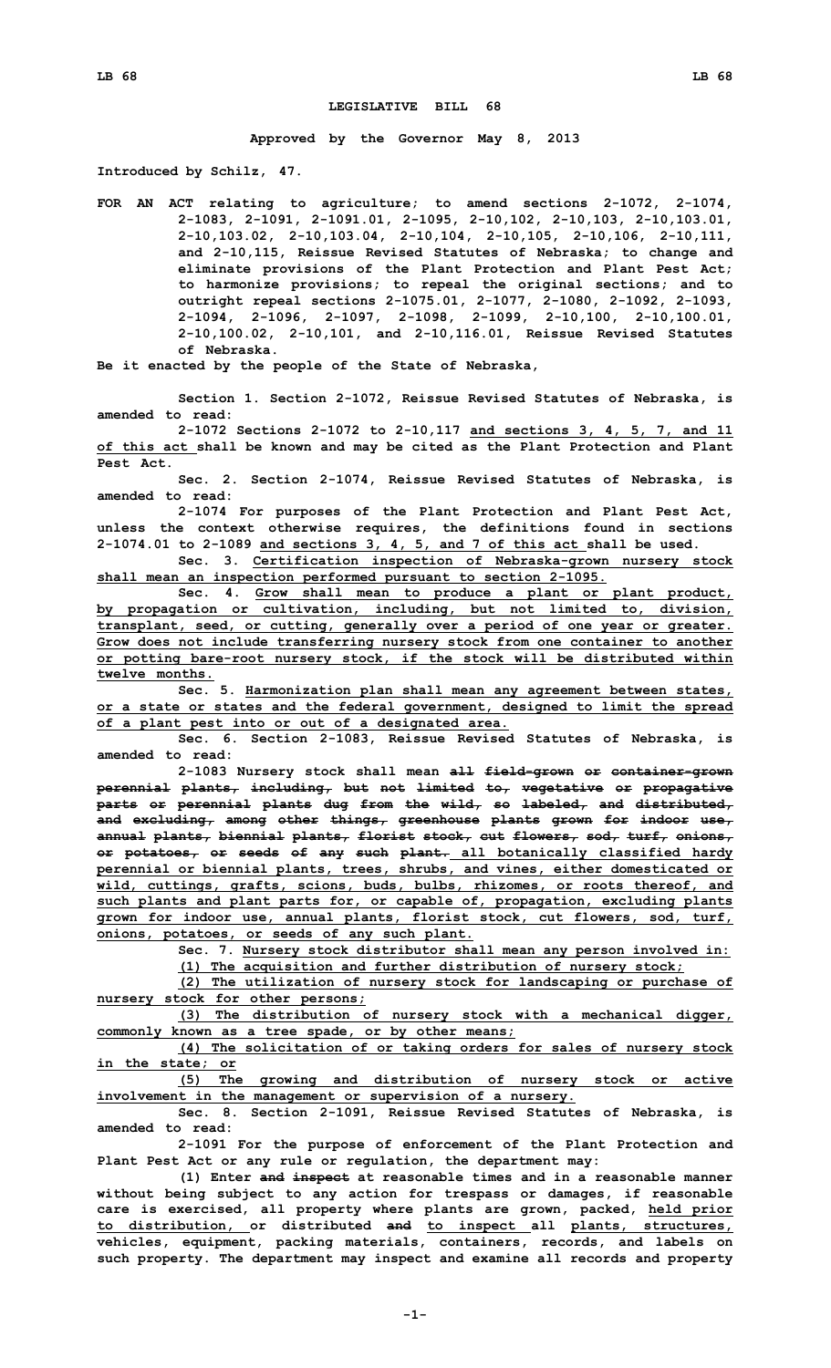**LEGISLATIVE BILL 68**

**Approved by the Governor May 8, 2013**

**Introduced by Schilz, 47.**

**FOR AN ACT relating to agriculture; to amend sections 2-1072, 2-1074, 2-1083, 2-1091, 2-1091.01, 2-1095, 2-10,102, 2-10,103, 2-10,103.01, 2-10,103.02, 2-10,103.04, 2-10,104, 2-10,105, 2-10,106, 2-10,111, and 2-10,115, Reissue Revised Statutes of Nebraska; to change and eliminate provisions of the Plant Protection and Plant Pest Act; to harmonize provisions; to repeal the original sections; and to outright repeal sections 2-1075.01, 2-1077, 2-1080, 2-1092, 2-1093, 2-1094, 2-1096, 2-1097, 2-1098, 2-1099, 2-10,100, 2-10,100.01, 2-10,100.02, 2-10,101, and 2-10,116.01, Reissue Revised Statutes of Nebraska.**

**Be it enacted by the people of the State of Nebraska,**

**Section 1. Section 2-1072, Reissue Revised Statutes of Nebraska, is amended to read:**

**2-1072 Sections 2-1072 to 2-10,117 and sections 3, 4, 5, 7, and 11 of this act shall be known and may be cited as the Plant Protection and Plant Pest Act.**

**Sec. 2. Section 2-1074, Reissue Revised Statutes of Nebraska, is amended to read:**

**2-1074 For purposes of the Plant Protection and Plant Pest Act, unless the context otherwise requires, the definitions found in sections 2-1074.01 to 2-1089 and sections 3, 4, 5, and 7 of this act shall be used.**

**Sec. 3. Certification inspection of Nebraska-grown nursery stock shall mean an inspection performed pursuant to section 2-1095.**

**Sec. 4. Grow shall mean to produce a plant or plant product, by propagation or cultivation, including, but not limited to, division, transplant, seed, or cutting, generally over a period of one year or greater. Grow does not include transferring nursery stock from one container to another or potting bare-root nursery stock, if the stock will be distributed within twelve months.**

**Sec. 5. Harmonization plan shall mean any agreement between states, or a state or states and the federal government, designed to limit the spread of a plant pest into or out of a designated area.**

**Sec. 6. Section 2-1083, Reissue Revised Statutes of Nebraska, is amended to read:**

**2-1083 Nursery stock shall mean ~~all field-grown or container-grown perennial plants, including, but not limited to, vegetative or propagative parts or perennial plants dug from the wild, so labeled, and distributed, and excluding, among other things, greenhouse plants grown for indoor use, annual plants, biennial plants, florist stock, cut flowers, sod, turf, onions, or potatoes, or seeds of any such plant.~~ all botanically classified hardy perennial or biennial plants, trees, shrubs, and vines, either domesticated or wild, cuttings, grafts, scions, buds, bulbs, rhizomes, or roots thereof, and such plants and plant parts for, or capable of, propagation, excluding plants grown for indoor use, annual plants, florist stock, cut flowers, sod, turf, onions, potatoes, or seeds of any such plant.**

**Sec. 7. Nursery stock distributor shall mean any person involved in:**

**(1) The acquisition and further distribution of nursery stock;**

**(2) The utilization of nursery stock for landscaping or purchase of nursery stock for other persons;**

**(3) The distribution of nursery stock with a mechanical digger, commonly known as a tree spade, or by other means;**

**(4) The solicitation of or taking orders for sales of nursery stock in the state; or**

**(5) The growing and distribution of nursery stock or active involvement in the management or supervision of a nursery.**

**Sec. 8. Section 2-1091, Reissue Revised Statutes of Nebraska, is amended to read:**

**2-1091 For the purpose of enforcement of the Plant Protection and Plant Pest Act or any rule or regulation, the department may:**

**(1) Enter ~~and inspect~~ at reasonable times and in a reasonable manner without being subject to any action for trespass or damages, if reasonable care is exercised, all property where plants are grown, packed, held prior to distribution, or distributed ~~and~~ to inspect all plants, structures, vehicles, equipment, packing materials, containers, records, and labels on such property. The department may inspect and examine all records and property**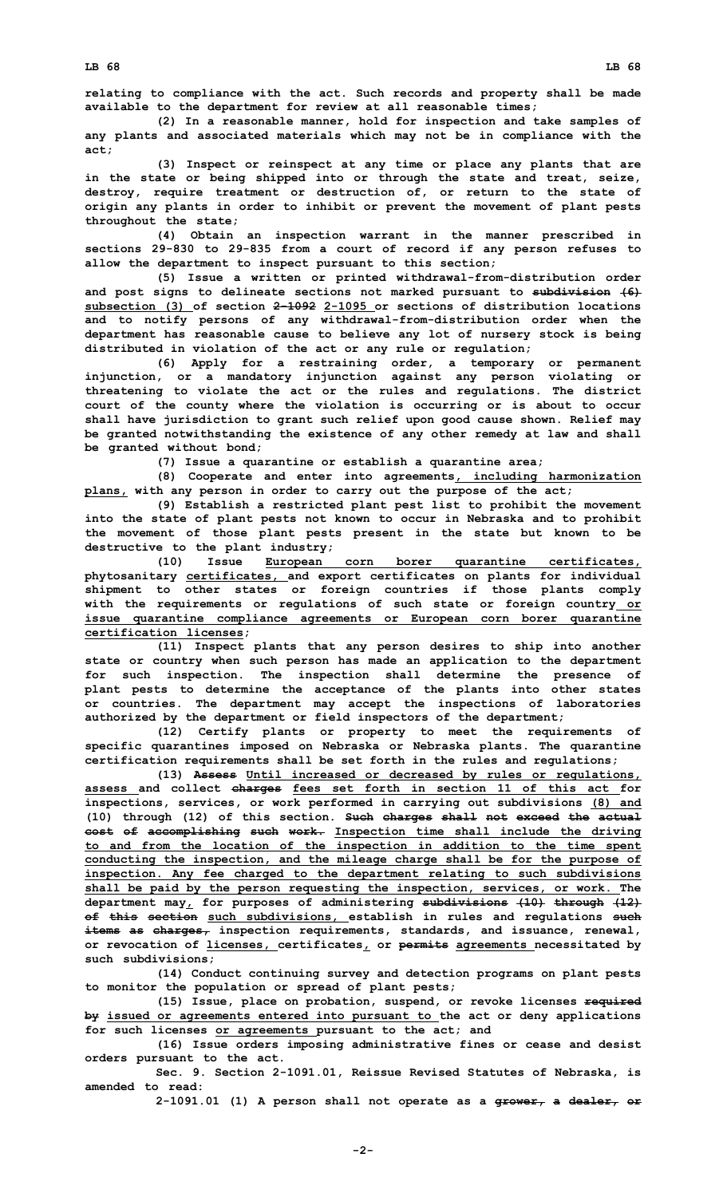relating to compliance with the act. Such records and property shall be made available to the department for review at all reasonable times;

(2) In a reasonable manner, hold for inspection and take samples of any plants and associated materials which may not be in compliance with the act;

(3) Inspect or reinspect at any time or place any plants that are in the state or being shipped into or through the state and treat, seize, destroy, require treatment or destruction of, or return to the state of origin any plants in order to inhibit or prevent the movement of plant pests throughout the state;

(4) Obtain an inspection warrant in the manner prescribed in sections 29-830 to 29-835 from a court of record if any person refuses to allow the department to inspect pursuant to this section;

(5) Issue a written or printed withdrawal-from-distribution order and post signs to delineate sections not marked pursuant to ~~subdivision (6)~~ subsection (3) of section ~~2-1092~~ 2-1095 or sections of distribution locations and to notify persons of any withdrawal-from-distribution order when the department has reasonable cause to believe any lot of nursery stock is being distributed in violation of the act or any rule or regulation;

(6) Apply for a restraining order, a temporary or permanent injunction, or a mandatory injunction against any person violating or threatening to violate the act or the rules and regulations. The district court of the county where the violation is occurring or is about to occur shall have jurisdiction to grant such relief upon good cause shown. Relief may be granted notwithstanding the existence of any other remedy at law and shall be granted without bond;

(7) Issue a quarantine or establish a quarantine area;

(8) Cooperate and enter into agreements, including harmonization plans, with any person in order to carry out the purpose of the act;

(9) Establish a restricted plant pest list to prohibit the movement into the state of plant pests not known to occur in Nebraska and to prohibit the movement of those plant pests present in the state but known to be destructive to the plant industry;

(10) Issue European corn borer quarantine certificates, phytosanitary certificates, and export certificates on plants for individual shipment to other states or foreign countries if those plants comply with the requirements or regulations of such state or foreign country or issue quarantine compliance agreements or European corn borer quarantine certification licenses;

(11) Inspect plants that any person desires to ship into another state or country when such person has made an application to the department for such inspection. The inspection shall determine the presence of plant pests to determine the acceptance of the plants into other states or countries. The department may accept the inspections of laboratories authorized by the department or field inspectors of the department;

(12) Certify plants or property to meet the requirements of specific quarantines imposed on Nebraska or Nebraska plants. The quarantine certification requirements shall be set forth in the rules and regulations;

(13) ~~Assess~~ Until increased or decreased by rules or regulations, assess and collect ~~charges~~ fees set forth in section 11 of this act for inspections, services, or work performed in carrying out subdivisions (8) and (10) through (12) of this section. ~~Such charges shall not exceed the actual cost of accomplishing such work.~~ Inspection time shall include the driving to and from the location of the inspection in addition to the time spent conducting the inspection, and the mileage charge shall be for the purpose of inspection. Any fee charged to the department relating to such subdivisions shall be paid by the person requesting the inspection, services, or work. The department may, for purposes of administering ~~subdivisions (10) through (12) of this section~~ such subdivisions, establish in rules and regulations ~~such items as charges,~~ inspection requirements, standards, and issuance, renewal, or revocation of licenses, certificates, or ~~permits~~ agreements necessitated by such subdivisions;

(14) Conduct continuing survey and detection programs on plant pests to monitor the population or spread of plant pests;

(15) Issue, place on probation, suspend, or revoke licenses ~~required by~~ issued or agreements entered into pursuant to the act or deny applications for such licenses or agreements pursuant to the act; and

(16) Issue orders imposing administrative fines or cease and desist orders pursuant to the act.

Sec. 9. Section 2-1091.01, Reissue Revised Statutes of Nebraska, is amended to read:

2-1091.01 (1) A person shall not operate as a ~~grower, a dealer, or~~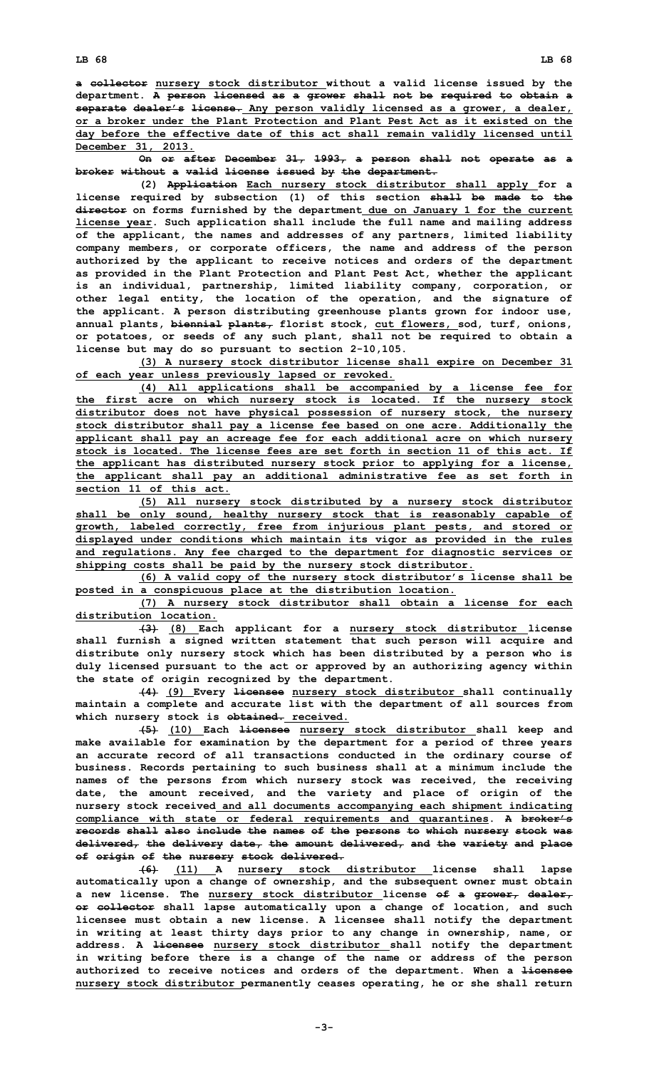a ~~collector~~ nursery stock distributor without a valid license issued by the department. ~~A person licensed as a grower shall not be required to obtain a separate dealer's license.~~ Any person validly licensed as a grower, a dealer, or a broker under the Plant Protection and Plant Pest Act as it existed on the day before the effective date of this act shall remain validly licensed until December 31, 2013.

~~On or after December 31, 1993, a person shall not operate as a broker without a valid license issued by the department.~~

(2) ~~Application~~ Each nursery stock distributor shall apply for a license required by subsection (1) of this section ~~shall be made to the director~~ on forms furnished by the department due on January 1 for the current license year. Such application shall include the full name and mailing address of the applicant, the names and addresses of any partners, limited liability company members, or corporate officers, the name and address of the person authorized by the applicant to receive notices and orders of the department as provided in the Plant Protection and Plant Pest Act, whether the applicant is an individual, partnership, limited liability company, corporation, or other legal entity, the location of the operation, and the signature of the applicant. A person distributing greenhouse plants grown for indoor use, annual plants, ~~biennial plants,~~ florist stock, cut flowers, sod, turf, onions, or potatoes, or seeds of any such plant, shall not be required to obtain a license but may do so pursuant to section 2-10,105.

(3) A nursery stock distributor license shall expire on December 31 of each year unless previously lapsed or revoked.

(4) All applications shall be accompanied by a license fee for the first acre on which nursery stock is located. If the nursery stock distributor does not have physical possession of nursery stock, the nursery stock distributor shall pay a license fee based on one acre. Additionally the applicant shall pay an acreage fee for each additional acre on which nursery stock is located. The license fees are set forth in section 11 of this act. If the applicant has distributed nursery stock prior to applying for a license, the applicant shall pay an additional administrative fee as set forth in section 11 of this act.

(5) All nursery stock distributed by a nursery stock distributor shall be only sound, healthy nursery stock that is reasonably capable of growth, labeled correctly, free from injurious plant pests, and stored or displayed under conditions which maintain its vigor as provided in the rules and regulations. Any fee charged to the department for diagnostic services or shipping costs shall be paid by the nursery stock distributor.

(6) A valid copy of the nursery stock distributor's license shall be posted in a conspicuous place at the distribution location.

(7) A nursery stock distributor shall obtain a license for each distribution location.

~~(3)~~ (8) Each applicant for a nursery stock distributor license shall furnish a signed written statement that such person will acquire and distribute only nursery stock which has been distributed by a person who is duly licensed pursuant to the act or approved by an authorizing agency within the state of origin recognized by the department.

~~(4)~~ (9) Every ~~licensee~~ nursery stock distributor shall continually maintain a complete and accurate list with the department of all sources from which nursery stock is ~~obtained.~~ received.

~~(5)~~ (10) Each ~~licensee~~ nursery stock distributor shall keep and make available for examination by the department for a period of three years an accurate record of all transactions conducted in the ordinary course of business. Records pertaining to such business shall at a minimum include the names of the persons from which nursery stock was received, the receiving date, the amount received, and the variety and place of origin of the nursery stock received and all documents accompanying each shipment indicating compliance with state or federal requirements and quarantines. ~~A broker's records shall also include the names of the persons to which nursery stock was delivered, the delivery date, the amount delivered, and the variety and place of origin of the nursery stock delivered.~~

~~(6)~~ (11) A nursery stock distributor license shall lapse automatically upon a change of ownership, and the subsequent owner must obtain a new license. The nursery stock distributor license ~~of a grower, dealer, or collector~~ shall lapse automatically upon a change of location, and such licensee must obtain a new license. A licensee shall notify the department in writing at least thirty days prior to any change in ownership, name, or address. A ~~licensee~~ nursery stock distributor shall notify the department in writing before there is a change of the name or address of the person authorized to receive notices and orders of the department. When a ~~licensee~~ nursery stock distributor permanently ceases operating, he or she shall return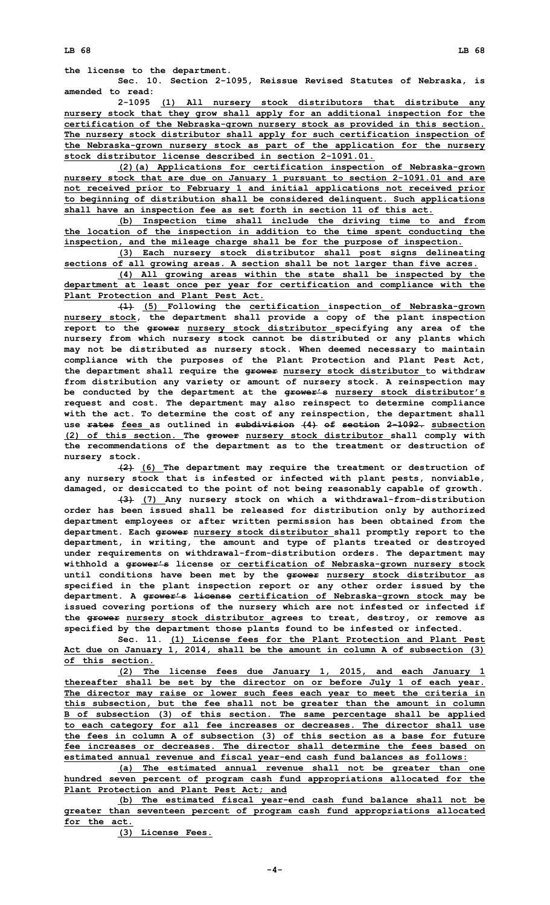the license to the department.

Sec. 10. Section 2-1095, Reissue Revised Statutes of Nebraska, is amended to read:

2-1095 (1) All nursery stock distributors that distribute any nursery stock that they grow shall apply for an additional inspection for the certification of the Nebraska-grown nursery stock as provided in this section. The nursery stock distributor shall apply for such certification inspection of the Nebraska-grown nursery stock as part of the application for the nursery stock distributor license described in section 2-1091.01.

(2)(a) Applications for certification inspection of Nebraska-grown nursery stock that are due on January 1 pursuant to section 2-1091.01 and are not received prior to February 1 and initial applications not received prior to beginning of distribution shall be considered delinquent. Such applications shall have an inspection fee as set forth in section 11 of this act.

(b) Inspection time shall include the driving time to and from the location of the inspection in addition to the time spent conducting the inspection, and the mileage charge shall be for the purpose of inspection.

(3) Each nursery stock distributor shall post signs delineating sections of all growing areas. A section shall be not larger than five acres.

(4) All growing areas within the state shall be inspected by the department at least once per year for certification and compliance with the Plant Protection and Plant Pest Act.

~~(1)~~ (5) Following the certification inspection of Nebraska-grown nursery stock, the department shall provide a copy of the plant inspection report to the ~~grower~~ nursery stock distributor specifying any area of the nursery from which nursery stock cannot be distributed or any plants which may not be distributed as nursery stock. When deemed necessary to maintain compliance with the purposes of the Plant Protection and Plant Pest Act, the department shall require the ~~grower~~ nursery stock distributor to withdraw from distribution any variety or amount of nursery stock. A reinspection may be conducted by the department at the ~~grower's~~ nursery stock distributor's request and cost. The department may also reinspect to determine compliance with the act. To determine the cost of any reinspection, the department shall use ~~rates~~ fees as outlined in ~~subdivision (4) of section 2-1092.~~ subsection (2) of this section. The ~~grower~~ nursery stock distributor shall comply with the recommendations of the department as to the treatment or destruction of nursery stock.

~~(2)~~ (6) The department may require the treatment or destruction of any nursery stock that is infested or infected with plant pests, nonviable, damaged, or desiccated to the point of not being reasonably capable of growth.

~~(3)~~ (7) Any nursery stock on which a withdrawal-from-distribution order has been issued shall be released for distribution only by authorized department employees or after written permission has been obtained from the department. Each ~~grower~~ nursery stock distributor shall promptly report to the department, in writing, the amount and type of plants treated or destroyed under requirements on withdrawal-from-distribution orders. The department may withhold a ~~grower's~~ license or certification of Nebraska-grown nursery stock until conditions have been met by the ~~grower~~ nursery stock distributor as specified in the plant inspection report or any other order issued by the department. A ~~grower's license~~ certification of Nebraska-grown stock may be issued covering portions of the nursery which are not infested or infected if the ~~grower~~ nursery stock distributor agrees to treat, destroy, or remove as specified by the department those plants found to be infested or infected.

Sec. 11. (1) License fees for the Plant Protection and Plant Pest Act due on January 1, 2014, shall be the amount in column A of subsection (3) of this section.

(2) The license fees due January 1, 2015, and each January 1 thereafter shall be set by the director on or before July 1 of each year. The director may raise or lower such fees each year to meet the criteria in this subsection, but the fee shall not be greater than the amount in column B of subsection (3) of this section. The same percentage shall be applied to each category for all fee increases or decreases. The director shall use the fees in column A of subsection (3) of this section as a base for future fee increases or decreases. The director shall determine the fees based on estimated annual revenue and fiscal year-end cash fund balances as follows:

(a) The estimated annual revenue shall not be greater than one hundred seven percent of program cash fund appropriations allocated for the Plant Protection and Plant Pest Act; and

(b) The estimated fiscal year-end cash fund balance shall not be greater than seventeen percent of program cash fund appropriations allocated for the act.

(3) License Fees.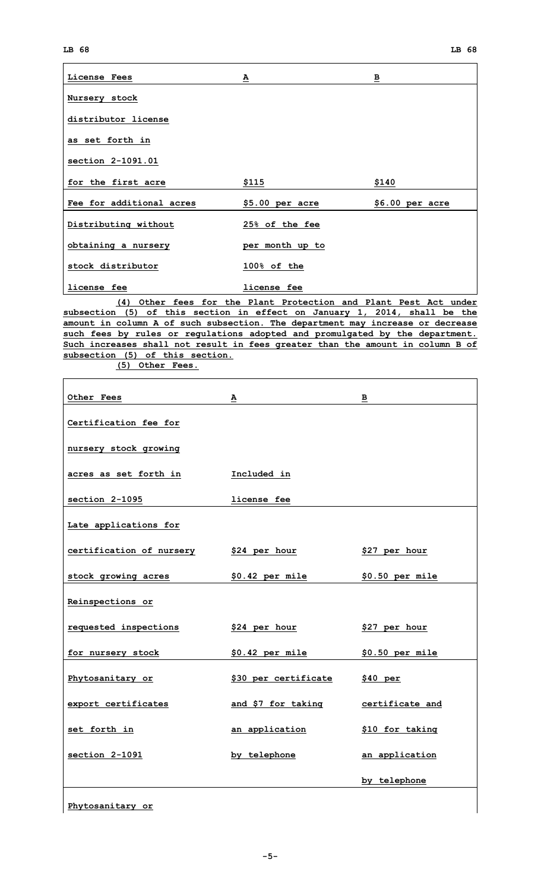| License Fees | A | B |
|---|---|---|
| Nursery stock distributor license as set forth in section 2-1091.01 for the first acre | $115 | $140 |
| Fee for additional acres | $5.00 per acre | $6.00 per acre |
| Distributing without obtaining a nursery stock distributor license fee | 25% of the fee per month up to 100% of the license fee | |

(4) Other fees for the Plant Protection and Plant Pest Act under subsection (5) of this section in effect on January 1, 2014, shall be the amount in column A of such subsection. The department may increase or decrease such fees by rules or regulations adopted and promulgated by the department. Such increases shall not result in fees greater than the amount in column B of subsection (5) of this section.

(5) Other Fees.

| Other Fees | A | B |
|---|---|---|
| Certification fee for nursery stock growing acres as set forth in section 2-1095 | Included in license fee | |
| Late applications for certification of nursery stock growing acres | $24 per hour $0.42 per mile | $27 per hour $0.50 per mile |
| Reinspections or requested inspections for nursery stock | $24 per hour $0.42 per mile | $27 per hour $0.50 per mile |
| Phytosanitary or export certificates set forth in section 2-1091 | $30 per certificate and $7 for taking an application by telephone | $40 per certificate and $10 for taking an application by telephone |
| Phytosanitary or | | |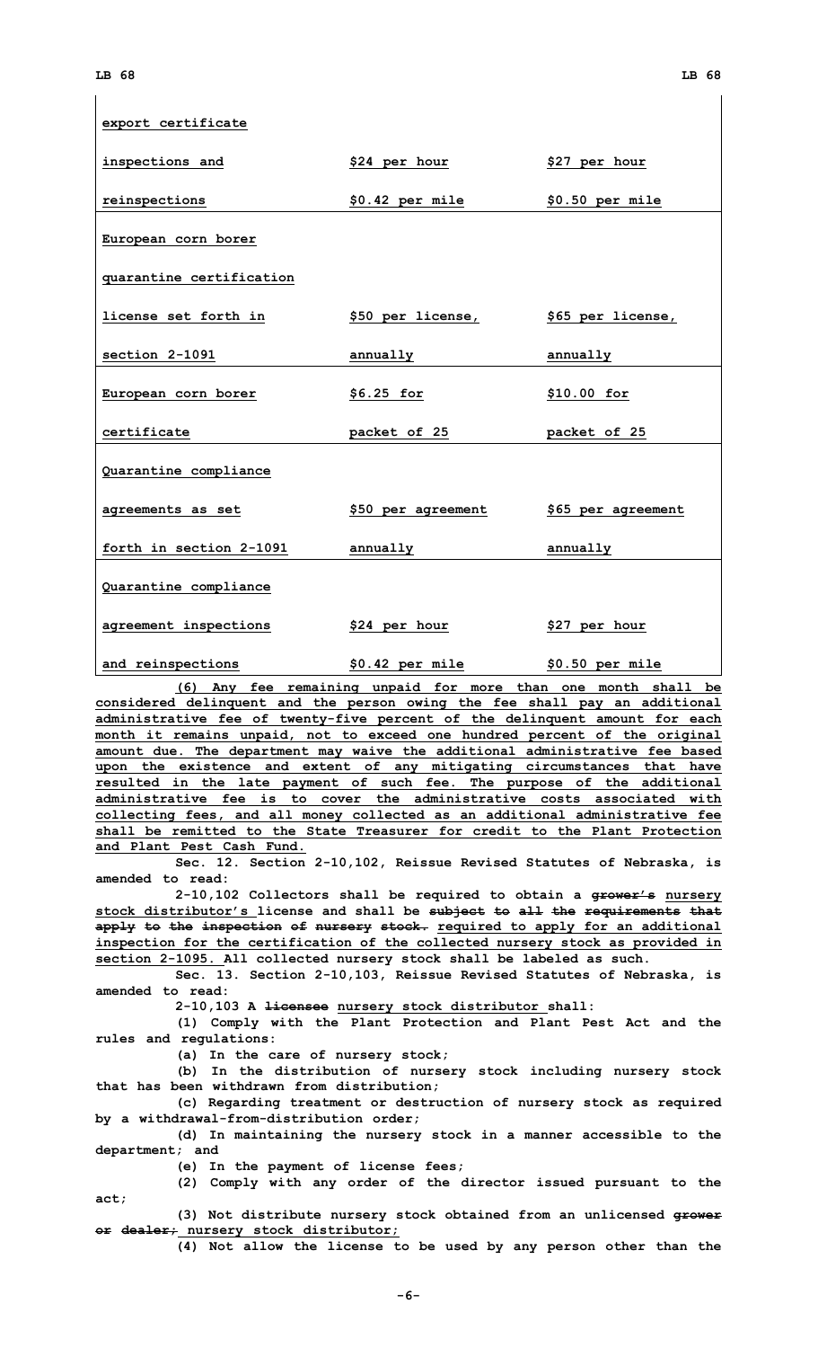| | | |
|---|---|---|
| export certificate inspections and reinspections | $24 per hour $0.42 per mile | $27 per hour $0.50 per mile |
| European corn borer quarantine certification license set forth in section 2-1091 | $50 per license, annually | $65 per license, annually |
| European corn borer certificate | $6.25 for packet of 25 | $10.00 for packet of 25 |
| Quarantine compliance agreements as set forth in section 2-1091 | $50 per agreement annually | $65 per agreement annually |
| Quarantine compliance agreement inspections and reinspections | $24 per hour $0.42 per mile | $27 per hour $0.50 per mile |

(6) Any fee remaining unpaid for more than one month shall be considered delinquent and the person owing the fee shall pay an additional administrative fee of twenty-five percent of the delinquent amount for each month it remains unpaid, not to exceed one hundred percent of the original amount due. The department may waive the additional administrative fee based upon the existence and extent of any mitigating circumstances that have resulted in the late payment of such fee. The purpose of the additional administrative fee is to cover the administrative costs associated with collecting fees, and all money collected as an additional administrative fee shall be remitted to the State Treasurer for credit to the Plant Protection and Plant Pest Cash Fund.

Sec. 12. Section 2-10,102, Reissue Revised Statutes of Nebraska, is amended to read:

2-10,102 Collectors shall be required to obtain a ~~grower's~~ nursery stock distributor's license and shall be ~~subject to all the requirements that apply to the inspection of nursery stock.~~ required to apply for an additional inspection for the certification of the collected nursery stock as provided in section 2-1095. All collected nursery stock shall be labeled as such.

Sec. 13. Section 2-10,103, Reissue Revised Statutes of Nebraska, is amended to read:

2-10,103 A ~~licensee~~ nursery stock distributor shall:

(1) Comply with the Plant Protection and Plant Pest Act and the rules and regulations:

(a) In the care of nursery stock;

(b) In the distribution of nursery stock including nursery stock that has been withdrawn from distribution;

(c) Regarding treatment or destruction of nursery stock as required by a withdrawal-from-distribution order;

(d) In maintaining the nursery stock in a manner accessible to the department; and

(e) In the payment of license fees;

(2) Comply with any order of the director issued pursuant to the act;

(3) Not distribute nursery stock obtained from an unlicensed ~~grower or dealer;~~ nursery stock distributor;

(4) Not allow the license to be used by any person other than the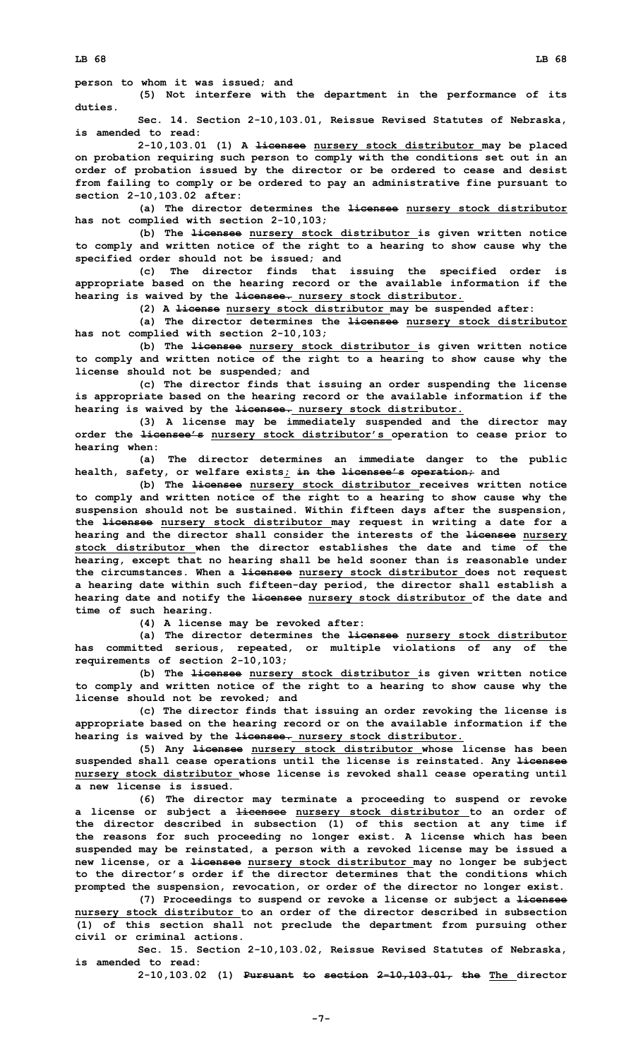person to whom it was issued; and

(5) Not interfere with the department in the performance of its duties.

Sec. 14. Section 2-10,103.01, Reissue Revised Statutes of Nebraska, is amended to read:

2-10,103.01 (1) A ~~licensee~~ <u>nursery stock distributor</u> may be placed on probation requiring such person to comply with the conditions set out in an order of probation issued by the director or be ordered to cease and desist from failing to comply or be ordered to pay an administrative fine pursuant to section 2-10,103.02 after:

(a) The director determines the ~~licensee~~ <u>nursery stock distributor</u> has not complied with section 2-10,103;

(b) The ~~licensee~~ <u>nursery stock distributor</u> is given written notice to comply and written notice of the right to a hearing to show cause why the specified order should not be issued; and

(c) The director finds that issuing the specified order is appropriate based on the hearing record or the available information if the hearing is waived by the ~~licensee.~~ <u>nursery stock distributor.</u>

(2) A ~~license~~ <u>nursery stock distributor</u> may be suspended after:

(a) The director determines the ~~licensee~~ <u>nursery stock distributor</u> has not complied with section 2-10,103;

(b) The ~~licensee~~ <u>nursery stock distributor</u> is given written notice to comply and written notice of the right to a hearing to show cause why the license should not be suspended; and

(c) The director finds that issuing an order suspending the license is appropriate based on the hearing record or the available information if the hearing is waived by the ~~licensee.~~ <u>nursery stock distributor.</u>

(3) A license may be immediately suspended and the director may order the ~~licensee's~~ <u>nursery stock distributor's</u> operation to cease prior to hearing when:

(a) The director determines an immediate danger to the public health, safety, or welfare exists<u>;</u> ~~in the licensee's operation;~~ and

(b) The ~~licensee~~ <u>nursery stock distributor</u> receives written notice to comply and written notice of the right to a hearing to show cause why the suspension should not be sustained. Within fifteen days after the suspension, the ~~licensee~~ <u>nursery stock distributor</u> may request in writing a date for a hearing and the director shall consider the interests of the ~~licensee~~ <u>nursery stock distributor</u> when the director establishes the date and time of the hearing, except that no hearing shall be held sooner than is reasonable under the circumstances. When a ~~licensee~~ <u>nursery stock distributor</u> does not request a hearing date within such fifteen-day period, the director shall establish a hearing date and notify the ~~licensee~~ <u>nursery stock distributor</u> of the date and time of such hearing.

(4) A license may be revoked after:

(a) The director determines the ~~licensee~~ <u>nursery stock distributor</u> has committed serious, repeated, or multiple violations of any of the requirements of section 2-10,103;

(b) The ~~licensee~~ <u>nursery stock distributor</u> is given written notice to comply and written notice of the right to a hearing to show cause why the license should not be revoked; and

(c) The director finds that issuing an order revoking the license is appropriate based on the hearing record or on the available information if the hearing is waived by the ~~licensee.~~ <u>nursery stock distributor.</u>

(5) Any ~~licensee~~ <u>nursery stock distributor</u> whose license has been suspended shall cease operations until the license is reinstated. Any ~~licensee~~ <u>nursery stock distributor</u> whose license is revoked shall cease operating until a new license is issued.

(6) The director may terminate a proceeding to suspend or revoke a license or subject a ~~licensee~~ <u>nursery stock distributor</u> to an order of the director described in subsection (1) of this section at any time if the reasons for such proceeding no longer exist. A license which has been suspended may be reinstated, a person with a revoked license may be issued a new license, or a ~~licensee~~ <u>nursery stock distributor</u> may no longer be subject to the director's order if the director determines that the conditions which prompted the suspension, revocation, or order of the director no longer exist.

(7) Proceedings to suspend or revoke a license or subject a ~~licensee~~ <u>nursery stock distributor</u> to an order of the director described in subsection (1) of this section shall not preclude the department from pursuing other civil or criminal actions.

Sec. 15. Section 2-10,103.02, Reissue Revised Statutes of Nebraska, is amended to read:

2-10,103.02 (1) ~~Pursuant to section 2-10,103.01, the~~ <u>The</u> director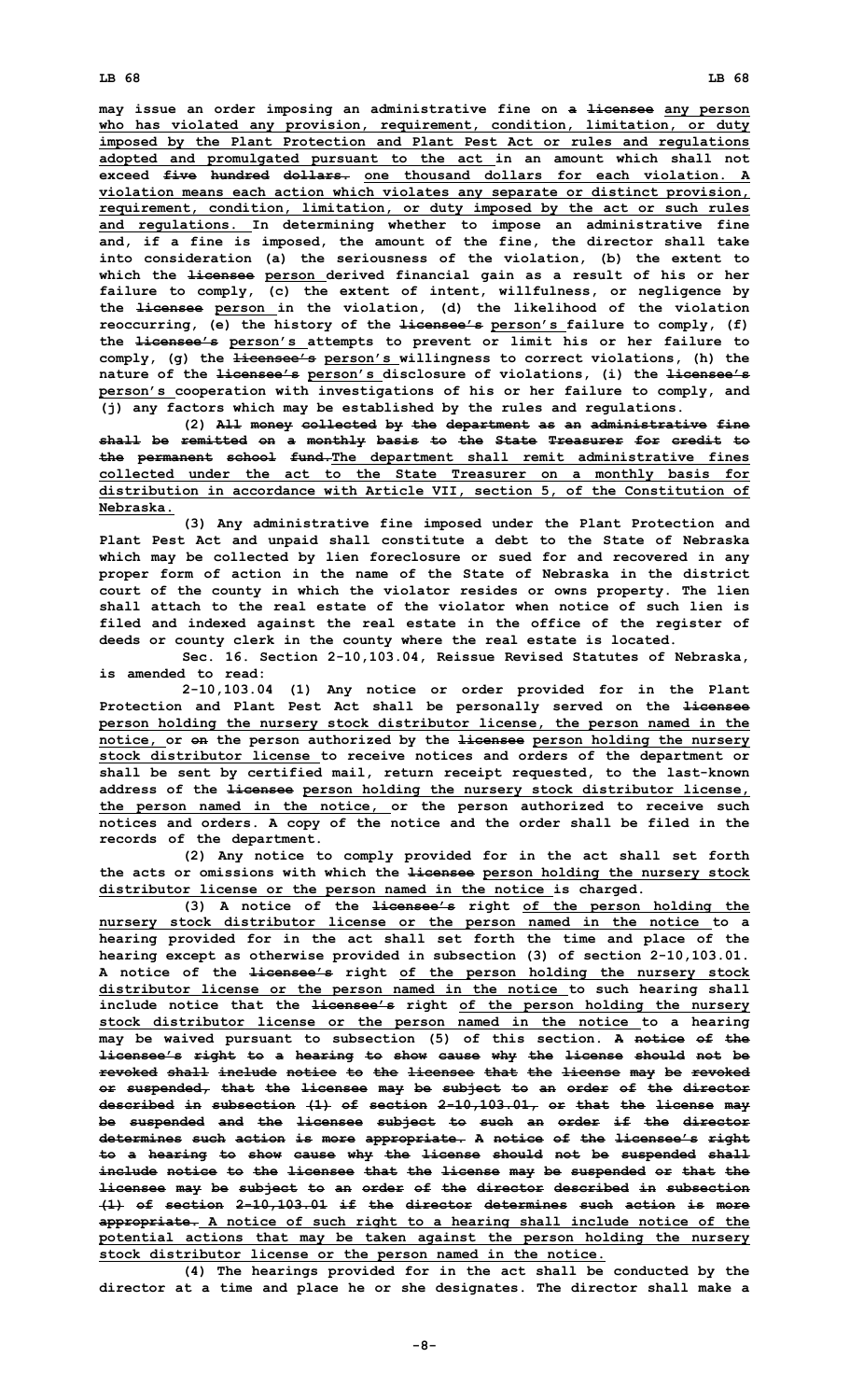may issue an order imposing an administrative fine on ~~a licensee~~ any person who has violated any provision, requirement, condition, limitation, or duty imposed by the Plant Protection and Plant Pest Act or rules and regulations adopted and promulgated pursuant to the act in an amount which shall not exceed ~~five hundred dollars.~~ one thousand dollars for each violation. A violation means each action which violates any separate or distinct provision, requirement, condition, limitation, or duty imposed by the act or such rules and regulations. In determining whether to impose an administrative fine and, if a fine is imposed, the amount of the fine, the director shall take into consideration (a) the seriousness of the violation, (b) the extent to which the ~~licensee~~ person derived financial gain as a result of his or her failure to comply, (c) the extent of intent, willfulness, or negligence by the ~~licensee~~ person in the violation, (d) the likelihood of the violation reoccurring, (e) the history of the ~~licensee's~~ person's failure to comply, (f) the ~~licensee's~~ person's attempts to prevent or limit his or her failure to comply, (g) the ~~licensee's~~ person's willingness to correct violations, (h) the nature of the ~~licensee's~~ person's disclosure of violations, (i) the ~~licensee's~~ person's cooperation with investigations of his or her failure to comply, and (j) any factors which may be established by the rules and regulations.

(2) ~~All money collected by the department as an administrative fine shall be remitted on a monthly basis to the State Treasurer for credit to the permanent school fund.~~ The department shall remit administrative fines collected under the act to the State Treasurer on a monthly basis for distribution in accordance with Article VII, section 5, of the Constitution of Nebraska.

(3) Any administrative fine imposed under the Plant Protection and Plant Pest Act and unpaid shall constitute a debt to the State of Nebraska which may be collected by lien foreclosure or sued for and recovered in any proper form of action in the name of the State of Nebraska in the district court of the county in which the violator resides or owns property. The lien shall attach to the real estate of the violator when notice of such lien is filed and indexed against the real estate in the office of the register of deeds or county clerk in the county where the real estate is located.

Sec. 16. Section 2-10,103.04, Reissue Revised Statutes of Nebraska, is amended to read:

2-10,103.04 (1) Any notice or order provided for in the Plant Protection and Plant Pest Act shall be personally served on the ~~licensee~~ person holding the nursery stock distributor license, the person named in the notice, or ~~on~~ the person authorized by the ~~licensee~~ person holding the nursery stock distributor license to receive notices and orders of the department or shall be sent by certified mail, return receipt requested, to the last-known address of the ~~licensee~~ person holding the nursery stock distributor license, the person named in the notice, or the person authorized to receive such notices and orders. A copy of the notice and the order shall be filed in the records of the department.

(2) Any notice to comply provided for in the act shall set forth the acts or omissions with which the ~~licensee~~ person holding the nursery stock distributor license or the person named in the notice is charged.

(3) A notice of the ~~licensee's~~ right of the person holding the nursery stock distributor license or the person named in the notice to a hearing provided for in the act shall set forth the time and place of the hearing except as otherwise provided in subsection (3) of section 2-10,103.01. A notice of the ~~licensee's~~ right of the person holding the nursery stock distributor license or the person named in the notice to such hearing shall include notice that the ~~licensee's~~ right of the person holding the nursery stock distributor license or the person named in the notice to a hearing may be waived pursuant to subsection (5) of this section. ~~A notice of the licensee's right to a hearing to show cause why the license should not be revoked shall include notice to the licensee that the license may be revoked or suspended, that the licensee may be subject to an order of the director described in subsection (1) of section 2-10,103.01, or that the license may be suspended and the licensee subject to such an order if the director determines such action is more appropriate. A notice of the licensee's right to a hearing to show cause why the license should not be suspended shall include notice to the licensee that the license may be suspended or that the licensee may be subject to an order of the director described in subsection (1) of section 2-10,103.01 if the director determines such action is more appropriate.~~ A notice of such right to a hearing shall include notice of the potential actions that may be taken against the person holding the nursery stock distributor license or the person named in the notice.

(4) The hearings provided for in the act shall be conducted by the director at a time and place he or she designates. The director shall make a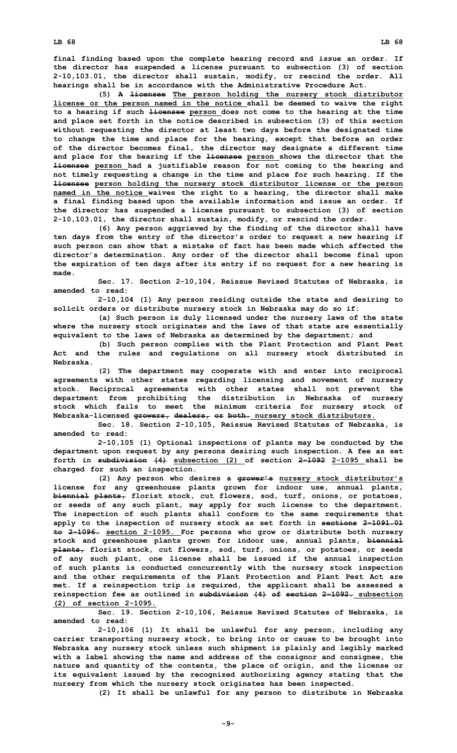**final finding based upon the complete hearing record and issue an order. If the director has suspended a license pursuant to subsection (3) of section 2-10,103.01, the director shall sustain, modify, or rescind the order. All hearings shall be in accordance with the Administrative Procedure Act.**

**(5) A ~~licensee~~ The person holding the nursery stock distributor license or the person named in the notice shall be deemed to waive the right to a hearing if such ~~licensee~~ person does not come to the hearing at the time and place set forth in the notice described in subsection (3) of this section without requesting the director at least two days before the designated time to change the time and place for the hearing, except that before an order of the director becomes final, the director may designate a different time and place for the hearing if the ~~licensee~~ person shows the director that the ~~licensee~~ person had a justifiable reason for not coming to the hearing and not timely requesting a change in the time and place for such hearing. If the ~~licensee~~ person holding the nursery stock distributor license or the person named in the notice waives the right to a hearing, the director shall make a final finding based upon the available information and issue an order. If the director has suspended a license pursuant to subsection (3) of section 2-10,103.01, the director shall sustain, modify, or rescind the order.**

**(6) Any person aggrieved by the finding of the director shall have ten days from the entry of the director's order to request a new hearing if such person can show that a mistake of fact has been made which affected the director's determination. Any order of the director shall become final upon the expiration of ten days after its entry if no request for a new hearing is made.**

**Sec. 17. Section 2-10,104, Reissue Revised Statutes of Nebraska, is amended to read:**

**2-10,104 (1) Any person residing outside the state and desiring to solicit orders or distribute nursery stock in Nebraska may do so if:**

**(a) Such person is duly licensed under the nursery laws of the state where the nursery stock originates and the laws of that state are essentially equivalent to the laws of Nebraska as determined by the department; and**

**(b) Such person complies with the Plant Protection and Plant Pest Act and the rules and regulations on all nursery stock distributed in Nebraska.**

**(2) The department may cooperate with and enter into reciprocal agreements with other states regarding licensing and movement of nursery stock. Reciprocal agreements with other states shall not prevent the department from prohibiting the distribution in Nebraska of nursery stock which fails to meet the minimum criteria for nursery stock of Nebraska-licensed ~~growers, dealers, or both.~~ nursery stock distributors.**

**Sec. 18. Section 2-10,105, Reissue Revised Statutes of Nebraska, is amended to read:**

**2-10,105 (1) Optional inspections of plants may be conducted by the department upon request by any persons desiring such inspection. A fee as set forth in ~~subdivision (4)~~ subsection (2) of section ~~2-1092~~ 2-1095 shall be charged for such an inspection.**

**(2) Any person who desires a ~~grower's~~ nursery stock distributor's license for any greenhouse plants grown for indoor use, annual plants, ~~biennial plants,~~ florist stock, cut flowers, sod, turf, onions, or potatoes, or seeds of any such plant, may apply for such license to the department. The inspection of such plants shall conform to the same requirements that apply to the inspection of nursery stock as set forth in ~~sections 2-1091.01 to 2-1096.~~ section 2-1095. For persons who grow or distribute both nursery stock and greenhouse plants grown for indoor use, annual plants, ~~biennial plants,~~ florist stock, cut flowers, sod, turf, onions, or potatoes, or seeds of any such plant, one license shall be issued if the annual inspection of such plants is conducted concurrently with the nursery stock inspection and the other requirements of the Plant Protection and Plant Pest Act are met. If a reinspection trip is required, the applicant shall be assessed a reinspection fee as outlined in ~~subdivision (4) of section 2-1092.~~ subsection (2) of section 2-1095.**

**Sec. 19. Section 2-10,106, Reissue Revised Statutes of Nebraska, is amended to read:**

**2-10,106 (1) It shall be unlawful for any person, including any carrier transporting nursery stock, to bring into or cause to be brought into Nebraska any nursery stock unless such shipment is plainly and legibly marked with a label showing the name and address of the consignor and consignee, the nature and quantity of the contents, the place of origin, and the license or its equivalent issued by the recognized authorizing agency stating that the nursery from which the nursery stock originates has been inspected.**

**(2) It shall be unlawful for any person to distribute in Nebraska**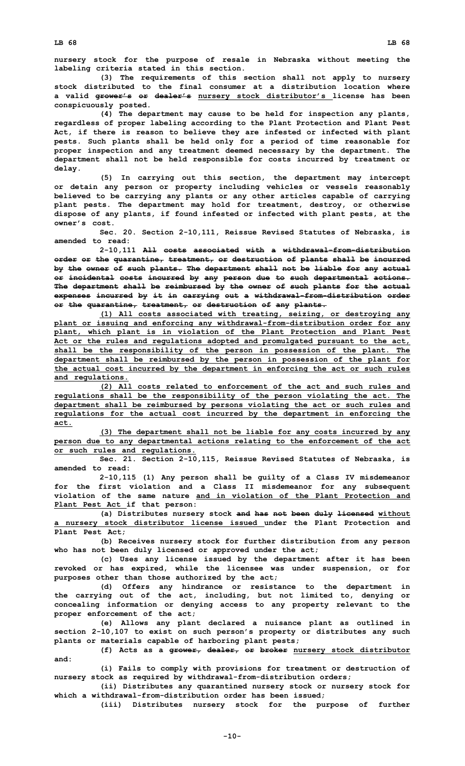nursery stock for the purpose of resale in Nebraska without meeting the labeling criteria stated in this section.

(3) The requirements of this section shall not apply to nursery stock distributed to the final consumer at a distribution location where a valid ~~grower's or dealer's~~ nursery stock distributor's license has been conspicuously posted.

(4) The department may cause to be held for inspection any plants, regardless of proper labeling according to the Plant Protection and Plant Pest Act, if there is reason to believe they are infested or infected with plant pests. Such plants shall be held only for a period of time reasonable for proper inspection and any treatment deemed necessary by the department. The department shall not be held responsible for costs incurred by treatment or delay.

(5) In carrying out this section, the department may intercept or detain any person or property including vehicles or vessels reasonably believed to be carrying any plants or any other articles capable of carrying plant pests. The department may hold for treatment, destroy, or otherwise dispose of any plants, if found infested or infected with plant pests, at the owner's cost.

Sec. 20. Section 2-10,111, Reissue Revised Statutes of Nebraska, is amended to read:

2-10,111 ~~All costs associated with a withdrawal-from-distribution order or the quarantine, treatment, or destruction of plants shall be incurred by the owner of such plants. The department shall not be liable for any actual or incidental costs incurred by any person due to such departmental actions. The department shall be reimbursed by the owner of such plants for the actual expenses incurred by it in carrying out a withdrawal-from-distribution order or the quarantine, treatment, or destruction of any plants.~~

(1) All costs associated with treating, seizing, or destroying any plant or issuing and enforcing any withdrawal-from-distribution order for any plant, which plant is in violation of the Plant Protection and Plant Pest Act or the rules and regulations adopted and promulgated pursuant to the act, shall be the responsibility of the person in possession of the plant. The department shall be reimbursed by the person in possession of the plant for the actual cost incurred by the department in enforcing the act or such rules and regulations.

(2) All costs related to enforcement of the act and such rules and regulations shall be the responsibility of the person violating the act. The department shall be reimbursed by persons violating the act or such rules and regulations for the actual cost incurred by the department in enforcing the act.

(3) The department shall not be liable for any costs incurred by any person due to any departmental actions relating to the enforcement of the act or such rules and regulations.

Sec. 21. Section 2-10,115, Reissue Revised Statutes of Nebraska, is amended to read:

2-10,115 (1) Any person shall be guilty of a Class IV misdemeanor for the first violation and a Class II misdemeanor for any subsequent violation of the same nature and in violation of the Plant Protection and Plant Pest Act if that person:

(a) Distributes nursery stock ~~and has not been duly licensed~~ without a nursery stock distributor license issued under the Plant Protection and Plant Pest Act;

(b) Receives nursery stock for further distribution from any person who has not been duly licensed or approved under the act;

(c) Uses any license issued by the department after it has been revoked or has expired, while the licensee was under suspension, or for purposes other than those authorized by the act;

(d) Offers any hindrance or resistance to the department in the carrying out of the act, including, but not limited to, denying or concealing information or denying access to any property relevant to the proper enforcement of the act;

(e) Allows any plant declared a nuisance plant as outlined in section 2-10,107 to exist on such person's property or distributes any such plants or materials capable of harboring plant pests;

(f) Acts as a ~~grower, dealer, or broker~~ nursery stock distributor and:

(i) Fails to comply with provisions for treatment or destruction of nursery stock as required by withdrawal-from-distribution orders;

(ii) Distributes any quarantined nursery stock or nursery stock for which a withdrawal-from-distribution order has been issued;

(iii) Distributes nursery stock for the purpose of further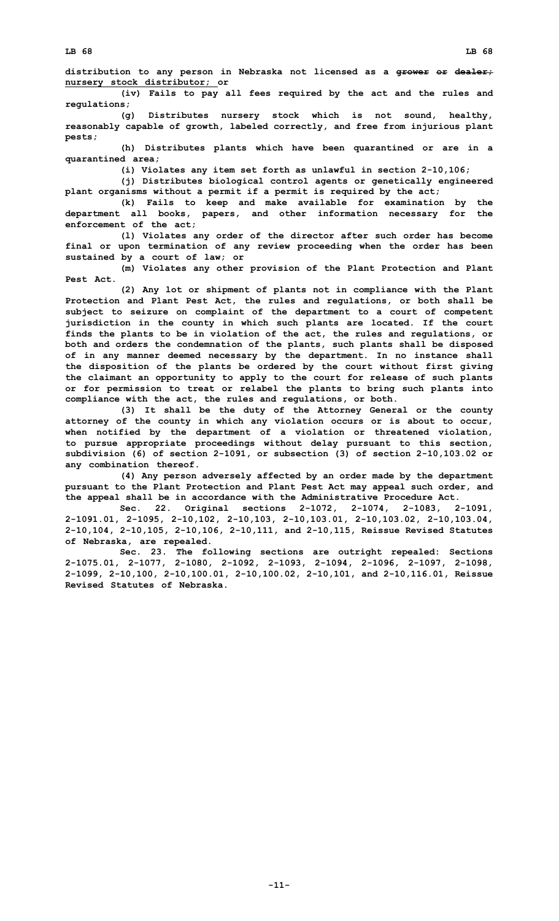distribution to any person in Nebraska not licensed as a ~~grower or dealer;~~ nursery stock distributor; or

(iv) Fails to pay all fees required by the act and the rules and regulations;

(g) Distributes nursery stock which is not sound, healthy, reasonably capable of growth, labeled correctly, and free from injurious plant pests;

(h) Distributes plants which have been quarantined or are in a quarantined area;

(i) Violates any item set forth as unlawful in section 2-10,106;

(j) Distributes biological control agents or genetically engineered plant organisms without a permit if a permit is required by the act;

(k) Fails to keep and make available for examination by the department all books, papers, and other information necessary for the enforcement of the act;

(l) Violates any order of the director after such order has become final or upon termination of any review proceeding when the order has been sustained by a court of law; or

(m) Violates any other provision of the Plant Protection and Plant Pest Act.

(2) Any lot or shipment of plants not in compliance with the Plant Protection and Plant Pest Act, the rules and regulations, or both shall be subject to seizure on complaint of the department to a court of competent jurisdiction in the county in which such plants are located. If the court finds the plants to be in violation of the act, the rules and regulations, or both and orders the condemnation of the plants, such plants shall be disposed of in any manner deemed necessary by the department. In no instance shall the disposition of the plants be ordered by the court without first giving the claimant an opportunity to apply to the court for release of such plants or for permission to treat or relabel the plants to bring such plants into compliance with the act, the rules and regulations, or both.

(3) It shall be the duty of the Attorney General or the county attorney of the county in which any violation occurs or is about to occur, when notified by the department of a violation or threatened violation, to pursue appropriate proceedings without delay pursuant to this section, subdivision (6) of section 2-1091, or subsection (3) of section 2-10,103.02 or any combination thereof.

(4) Any person adversely affected by an order made by the department pursuant to the Plant Protection and Plant Pest Act may appeal such order, and the appeal shall be in accordance with the Administrative Procedure Act.

Sec. 22. Original sections 2-1072, 2-1074, 2-1083, 2-1091, 2-1091.01, 2-1095, 2-10,102, 2-10,103, 2-10,103.01, 2-10,103.02, 2-10,103.04, 2-10,104, 2-10,105, 2-10,106, 2-10,111, and 2-10,115, Reissue Revised Statutes of Nebraska, are repealed.

Sec. 23. The following sections are outright repealed: Sections 2-1075.01, 2-1077, 2-1080, 2-1092, 2-1093, 2-1094, 2-1096, 2-1097, 2-1098, 2-1099, 2-10,100, 2-10,100.01, 2-10,100.02, 2-10,101, and 2-10,116.01, Reissue Revised Statutes of Nebraska.